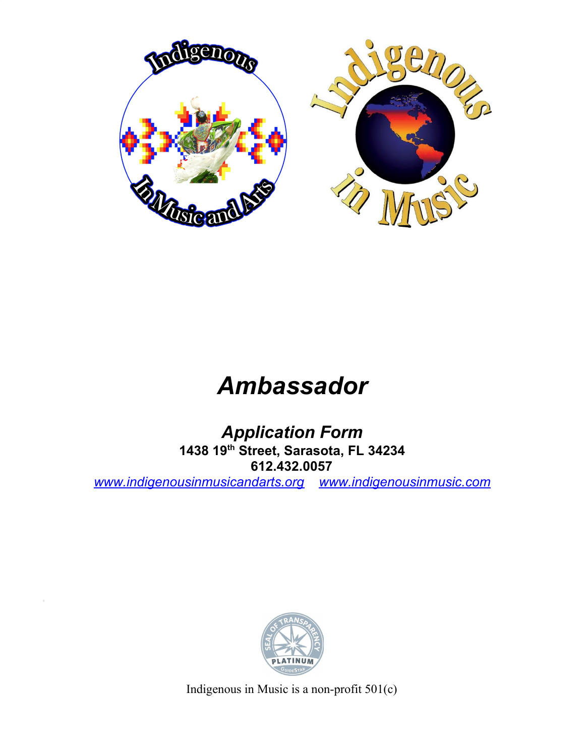# *Ambassador*

## *Application Form*

**1438 19th Street, Sarasota, FL 34234**

**612.432.0057**

[www.indigenousinmusicandarts.org](http://www.indigenousinmusicandarts.org) [www.indigenousinmusic.com](http://www.indigenousinmusic.com)

Indigenous in Music is a non-profit 501(c)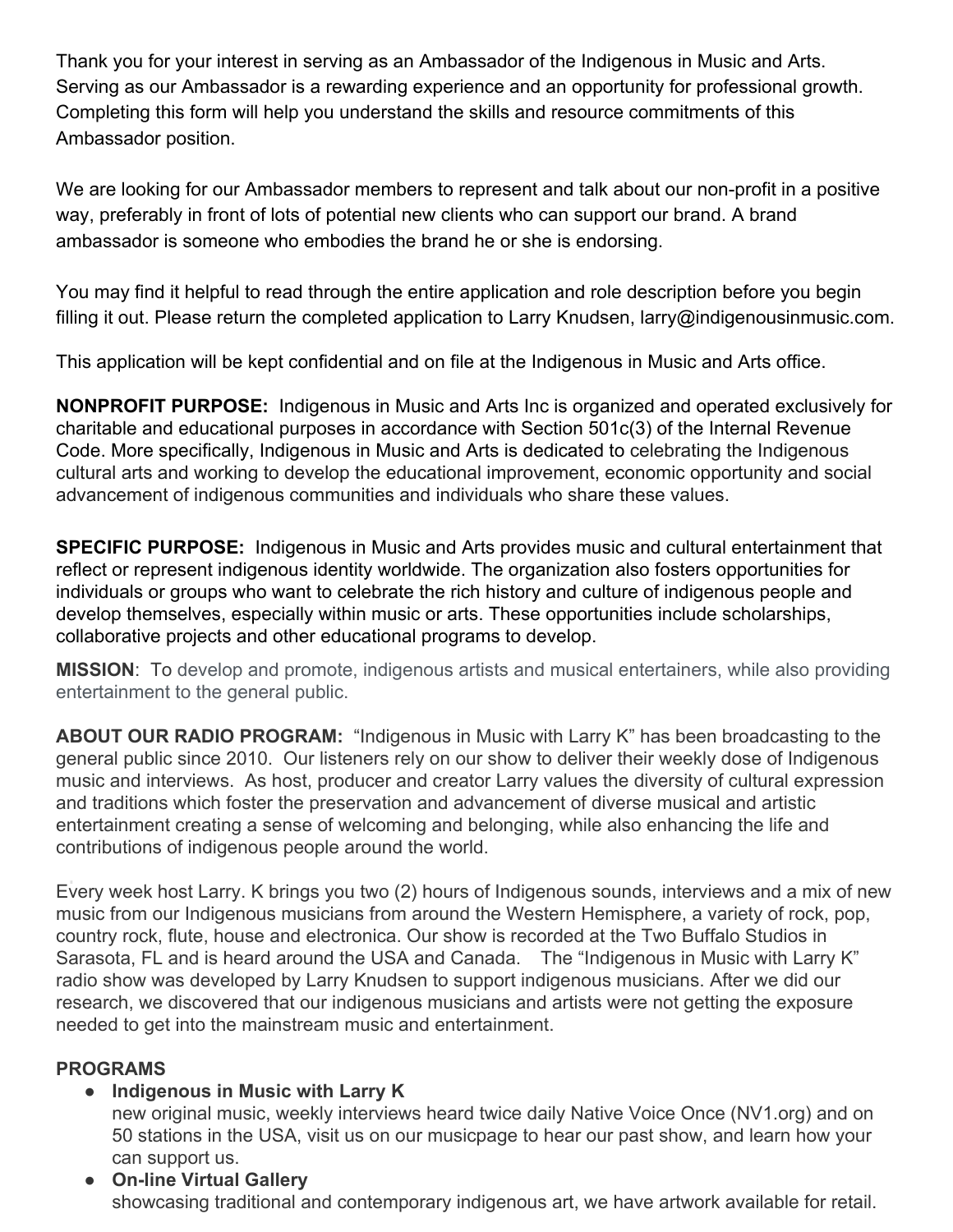Thank you for your interest in serving as an Ambassador of the Indigenous in Music and Arts. Serving as our Ambassador is a rewarding experience and an opportunity for professional growth. Completing this form will help you understand the skills and resource commitments of this Ambassador position.

We are looking for our Ambassador members to represent and talk about our non-profit in a positive way, preferably in front of lots of potential new clients who can support our brand. A brand ambassador is someone who embodies the brand he or she is endorsing.

You may find it helpful to read through the entire application and role description before you begin filling it out. Please return the completed application to Larry Knudsen, larry@indigenousinmusic.com.

This application will be kept confidential and on file at the Indigenous in Music and Arts office.

**NONPROFIT PURPOSE:** Indigenous in Music and Arts Inc is organized and operated exclusively for charitable and educational purposes in accordance with Section 501c(3) of the Internal Revenue Code. More specifically, Indigenous in Music and Arts is dedicated to celebrating the Indigenous cultural arts and working to develop the educational improvement, economic opportunity and social advancement of indigenous communities and individuals who share these values.

**SPECIFIC PURPOSE:** Indigenous in Music and Arts provides music and cultural entertainment that reflect or represent indigenous identity worldwide. The organization also fosters opportunities for individuals or groups who want to celebrate the rich history and culture of indigenous people and develop themselves, especially within music or arts. These opportunities include scholarships, collaborative projects and other educational programs to develop.

**MISSION**: To develop and promote, indigenous artists and musical entertainers, while also providing entertainment to the general public.

**ABOUT OUR RADIO PROGRAM:** "Indigenous in Music with Larry K" has been broadcasting to the general public since 2010. Our listeners rely on our show to deliver their weekly dose of Indigenous music and interviews. As host, producer and creator Larry values the diversity of cultural expression and traditions which foster the preservation and advancement of diverse musical and artistic entertainment creating a sense of welcoming and belonging, while also enhancing the life and contributions of indigenous people around the world.

Every week host Larry. K brings you two (2) hours of Indigenous sounds, interviews and a mix of new music from our Indigenous musicians from around the Western Hemisphere, a variety of rock, pop, country rock, flute, house and electronica. Our show is recorded at the Two Buffalo Studios in Sarasota, FL and is heard around the USA and Canada. The "Indigenous in Music with Larry K" radio show was developed by Larry Knudsen to support indigenous musicians. After we did our research, we discovered that our indigenous musicians and artists were not getting the exposure needed to get into the mainstream music and entertainment.

**PROGRAMS**

- **Indigenous in Music with Larry K**
  new original music, weekly interviews heard twice daily Native Voice Once (NV1.org) and on 50 stations in the USA, visit us on our musicpage to hear our past show, and learn how your can support us.
- **On-line Virtual Gallery**
  showcasing traditional and contemporary indigenous art, we have artwork available for retail.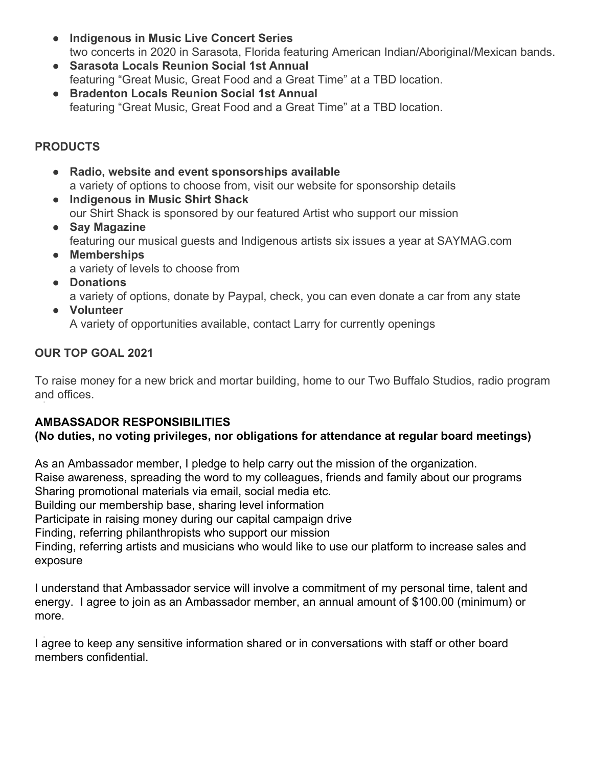- **Indigenous in Music Live Concert Series**
  two concerts in 2020 in Sarasota, Florida featuring American Indian/Aboriginal/Mexican bands.
- **Sarasota Locals Reunion Social 1st Annual**
  featuring "Great Music, Great Food and a Great Time" at a TBD location.
- **Bradenton Locals Reunion Social 1st Annual**
  featuring "Great Music, Great Food and a Great Time" at a TBD location.

## PRODUCTS

- **Radio, website and event sponsorships available**
  a variety of options to choose from, visit our website for sponsorship details
- **Indigenous in Music Shirt Shack**
  our Shirt Shack is sponsored by our featured Artist who support our mission
- **Say Magazine**
  featuring our musical guests and Indigenous artists six issues a year at SAYMAG.com
- **Memberships**
  a variety of levels to choose from
- **Donations**
  a variety of options, donate by Paypal, check, you can even donate a car from any state
- **Volunteer**
  A variety of opportunities available, contact Larry for currently openings

## OUR TOP GOAL 2021

To raise money for a new brick and mortar building, home to our Two Buffalo Studios, radio program and offices.

## AMBASSADOR RESPONSIBILITIES

**(No duties, no voting privileges, nor obligations for attendance at regular board meetings)**

As an Ambassador member, I pledge to help carry out the mission of the organization.
Raise awareness, spreading the word to my colleagues, friends and family about our programs
Sharing promotional materials via email, social media etc.
Building our membership base, sharing level information
Participate in raising money during our capital campaign drive
Finding, referring philanthropists who support our mission
Finding, referring artists and musicians who would like to use our platform to increase sales and exposure

I understand that Ambassador service will involve a commitment of my personal time, talent and energy. I agree to join as an Ambassador member, an annual amount of $100.00 (minimum) or more.

I agree to keep any sensitive information shared or in conversations with staff or other board members confidential.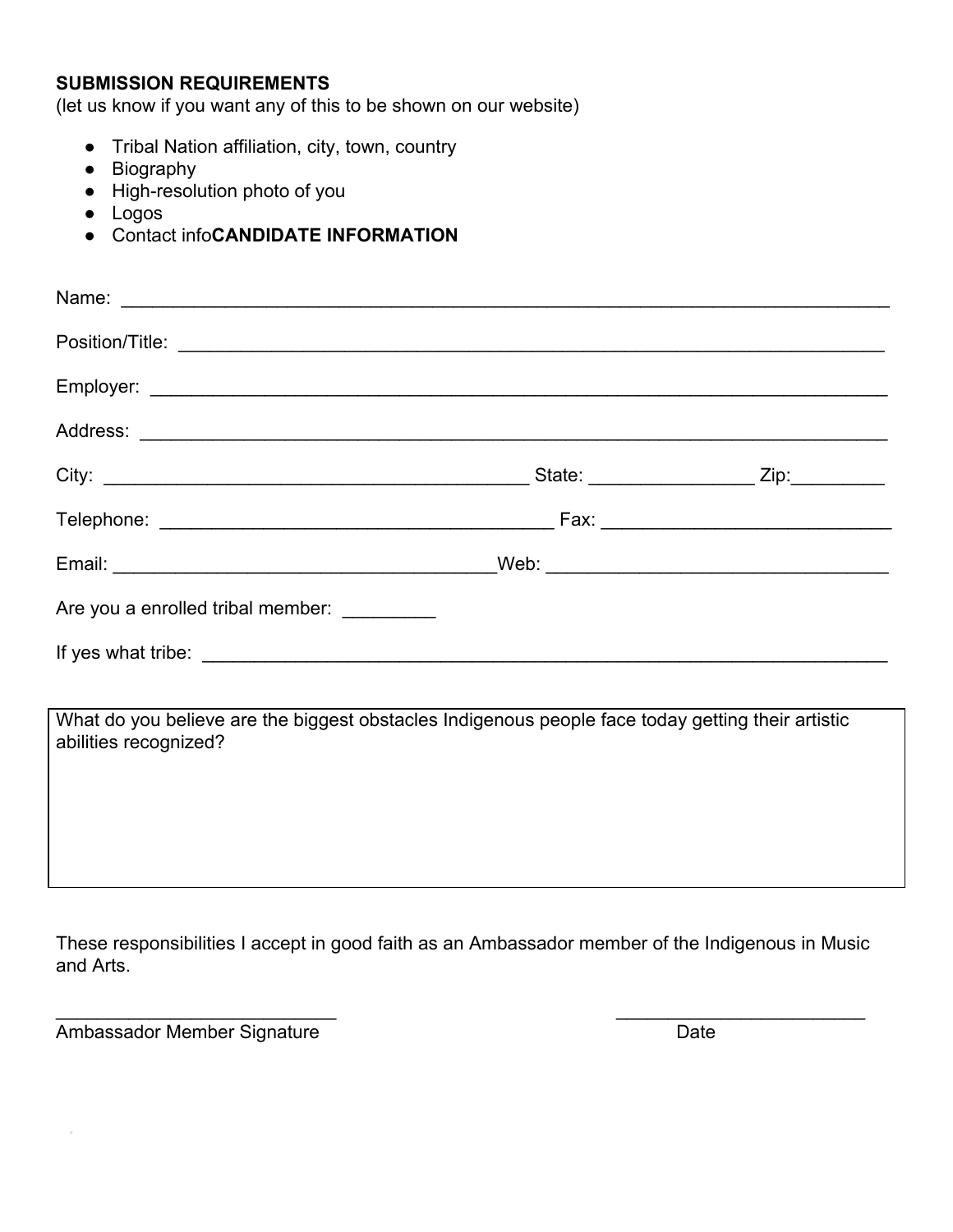**SUBMISSION REQUIREMENTS**
(let us know if you want any of this to be shown on our website)

- Tribal Nation affiliation, city, town, country
- Biography
- High-resolution photo of you
- Logos
- Contact info

**CANDIDATE INFORMATION**

Name: ___________________________________________________________________________

Position/Title: ______________________________________________________________________

Employer: ___________________________________________________________________________

Address: ____________________________________________________________________________

City: __________________________________________ State: ________________ Zip:_________

Telephone: _______________________________________ Fax: _____________________________

Email: _____________________________________Web: __________________________________

Are you a enrolled tribal member: _________

If yes what tribe: _____________________________________________________________________

| What do you believe are the biggest obstacles Indigenous people face today getting their artistic abilities recognized? |
| --- |
| |

These responsibilities I accept in good faith as an Ambassador member of the Indigenous in Music and Arts.

____________________________ &nbsp;&nbsp;&nbsp;&nbsp;&nbsp;&nbsp;&nbsp;&nbsp;&nbsp;&nbsp;&nbsp;&nbsp;&nbsp;&nbsp;&nbsp;&nbsp;&nbsp;&nbsp;&nbsp;&nbsp; _________________________
Ambassador Member Signature &nbsp;&nbsp;&nbsp;&nbsp;&nbsp;&nbsp;&nbsp;&nbsp;&nbsp;&nbsp;&nbsp;&nbsp;&nbsp;&nbsp;&nbsp;&nbsp;&nbsp;&nbsp;&nbsp;&nbsp;&nbsp;&nbsp;&nbsp;&nbsp;&nbsp;&nbsp;&nbsp;&nbsp;&nbsp;&nbsp; Date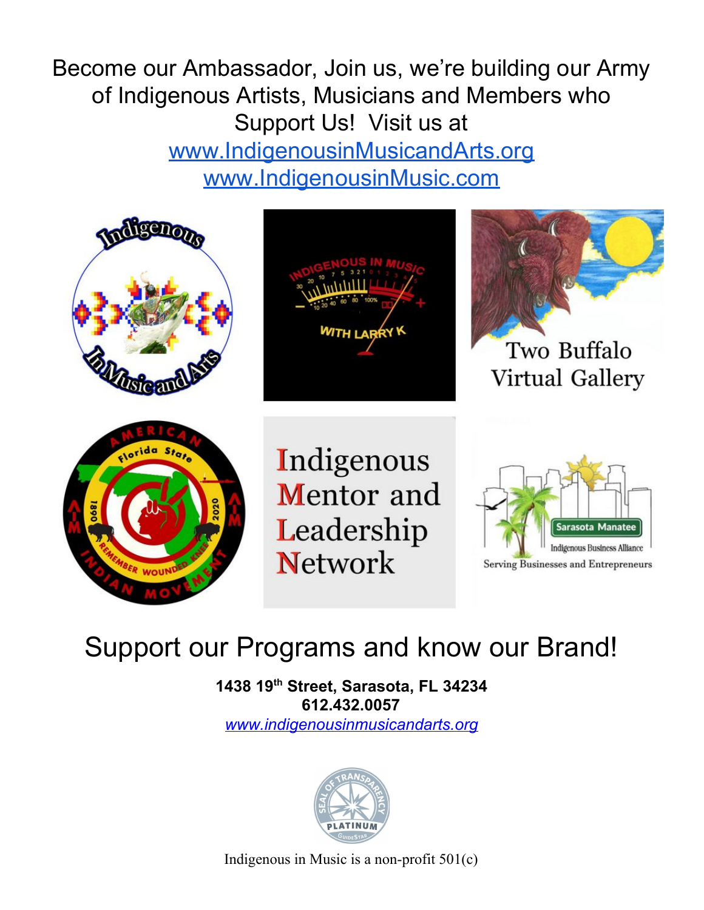Become our Ambassador, Join us, we're building our Army of Indigenous Artists, Musicians and Members who Support Us! Visit us at
www.IndigenousinMusicandArts.org
www.IndigenousinMusic.com

Support our Programs and know our Brand!

**1438 19th Street, Sarasota, FL 34234**
**612.432.0057**
*www.indigenousinmusicandarts.org*

Indigenous in Music is a non-profit 501(c)